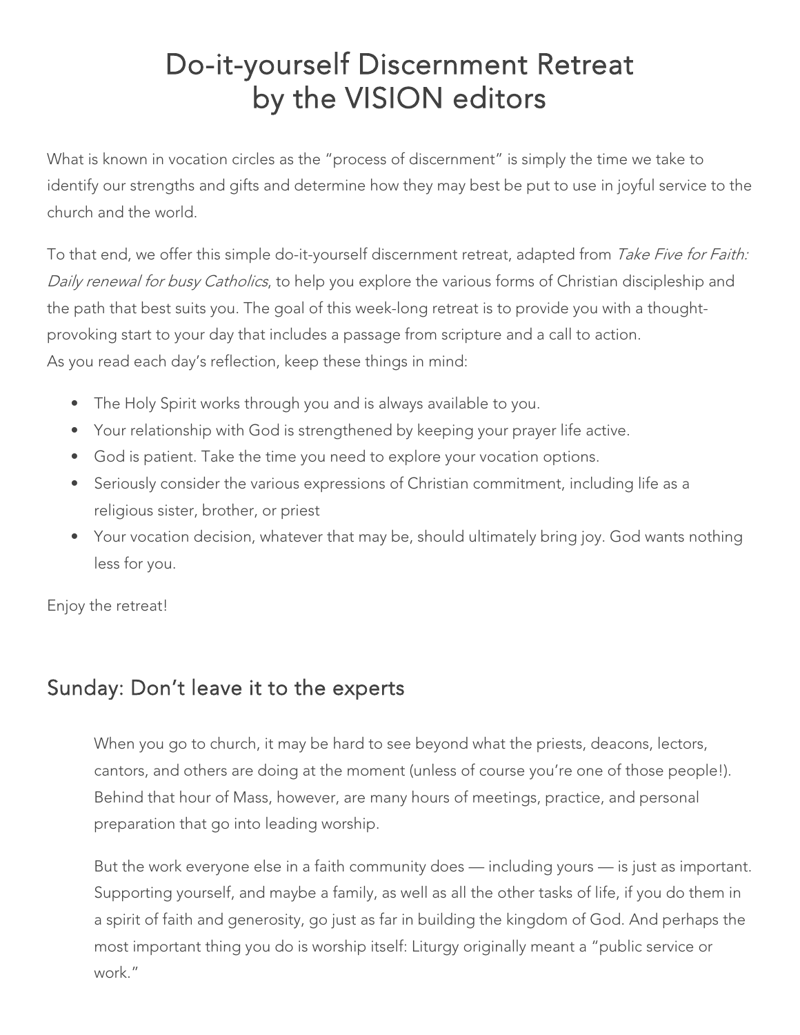# Do-it-yourself Discernment Retreat by the VISION editors

What is known in vocation circles as the "process of discernment" is simply the time we take to identify our strengths and gifts and determine how they may best be put to use in joyful service to the church and the world.

To that end, we offer this simple do-it-yourself discernment retreat, adapted from *Take Five for Faith: Daily renewal for busy Catholics*, to help you explore the various forms of Christian discipleship and the path that best suits you. The goal of this week-long retreat is to provide you with a thought-provoking start to your day that includes a passage from scripture and a call to action.
As you read each day's reflection, keep these things in mind:

- The Holy Spirit works through you and is always available to you.
- Your relationship with God is strengthened by keeping your prayer life active.
- God is patient. Take the time you need to explore your vocation options.
- Seriously consider the various expressions of Christian commitment, including life as a religious sister, brother, or priest
- Your vocation decision, whatever that may be, should ultimately bring joy. God wants nothing less for you.

Enjoy the retreat!

## Sunday: Don't leave it to the experts

> When you go to church, it may be hard to see beyond what the priests, deacons, lectors, cantors, and others are doing at the moment (unless of course you're one of those people!). Behind that hour of Mass, however, are many hours of meetings, practice, and personal preparation that go into leading worship.
>
> But the work everyone else in a faith community does — including yours — is just as important. Supporting yourself, and maybe a family, as well as all the other tasks of life, if you do them in a spirit of faith and generosity, go just as far in building the kingdom of God. And perhaps the most important thing you do is worship itself: Liturgy originally meant a "public service or work."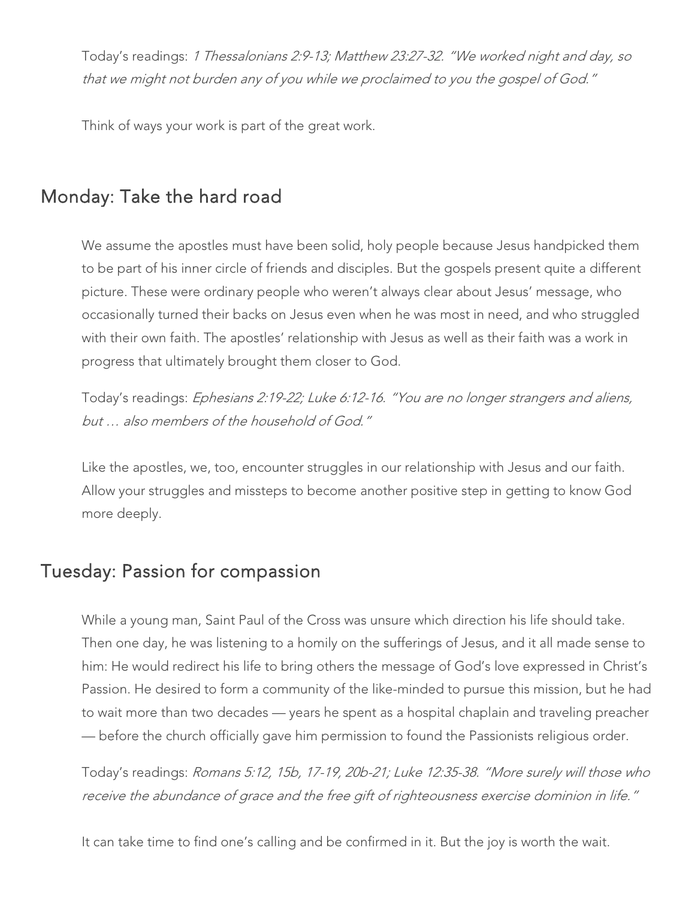Today's readings: *1 Thessalonians 2:9-13; Matthew 23:27-32*. *"We worked night and day, so that we might not burden any of you while we proclaimed to you the gospel of God."*

Think of ways your work is part of the great work.

## Monday: Take the hard road

We assume the apostles must have been solid, holy people because Jesus handpicked them to be part of his inner circle of friends and disciples. But the gospels present quite a different picture. These were ordinary people who weren't always clear about Jesus' message, who occasionally turned their backs on Jesus even when he was most in need, and who struggled with their own faith. The apostles' relationship with Jesus as well as their faith was a work in progress that ultimately brought them closer to God.

Today's readings: *Ephesians 2:19-22; Luke 6:12-16*. *"You are no longer strangers and aliens, but … also members of the household of God."*

Like the apostles, we, too, encounter struggles in our relationship with Jesus and our faith. Allow your struggles and missteps to become another positive step in getting to know God more deeply.

## Tuesday: Passion for compassion

While a young man, Saint Paul of the Cross was unsure which direction his life should take. Then one day, he was listening to a homily on the sufferings of Jesus, and it all made sense to him: He would redirect his life to bring others the message of God's love expressed in Christ's Passion. He desired to form a community of the like-minded to pursue this mission, but he had to wait more than two decades — years he spent as a hospital chaplain and traveling preacher — before the church officially gave him permission to found the Passionists religious order.

Today's readings: *Romans 5:12, 15b, 17-19, 20b-21; Luke 12:35-38*. *"More surely will those who receive the abundance of grace and the free gift of righteousness exercise dominion in life."*

It can take time to find one's calling and be confirmed in it. But the joy is worth the wait.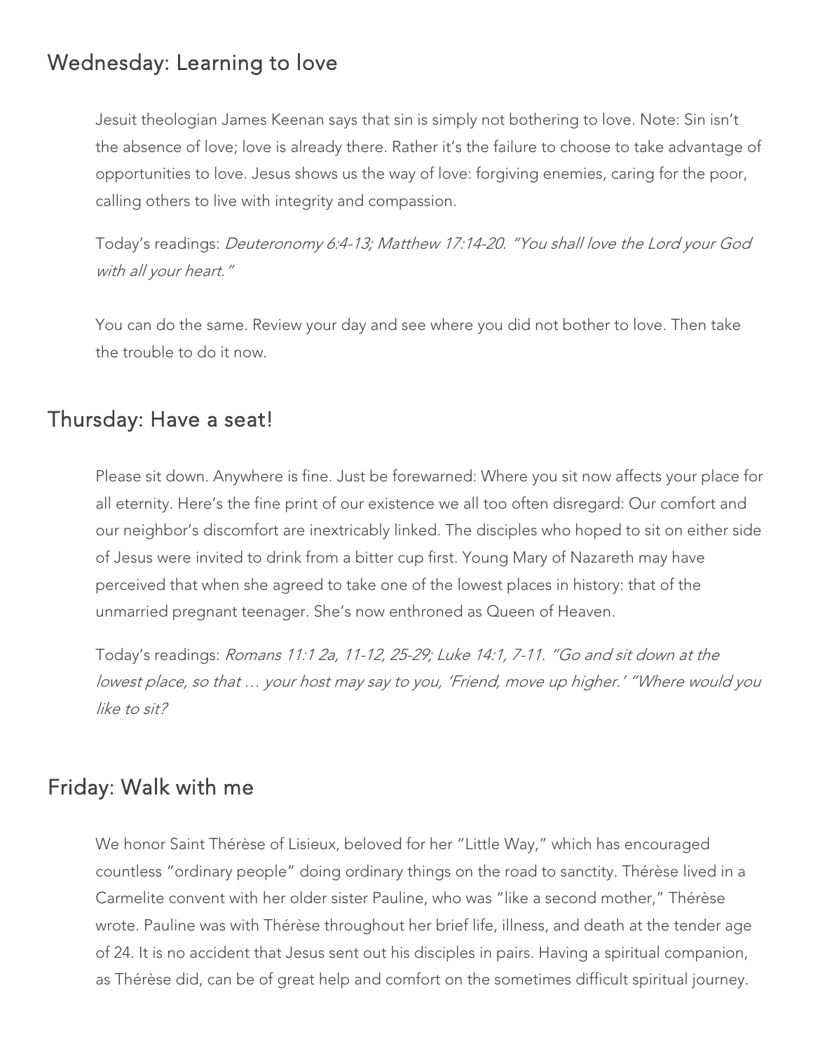## Wednesday: Learning to love

Jesuit theologian James Keenan says that sin is simply not bothering to love. Note: Sin isn't the absence of love; love is already there. Rather it's the failure to choose to take advantage of opportunities to love. Jesus shows us the way of love: forgiving enemies, caring for the poor, calling others to live with integrity and compassion.

Today's readings: *Deuteronomy 6:4-13; Matthew 17:14-20. "You shall love the Lord your God with all your heart."*

You can do the same. Review your day and see where you did not bother to love. Then take the trouble to do it now.

## Thursday: Have a seat!

Please sit down. Anywhere is fine. Just be forewarned: Where you sit now affects your place for all eternity. Here's the fine print of our existence we all too often disregard: Our comfort and our neighbor's discomfort are inextricably linked. The disciples who hoped to sit on either side of Jesus were invited to drink from a bitter cup first. Young Mary of Nazareth may have perceived that when she agreed to take one of the lowest places in history: that of the unmarried pregnant teenager. She's now enthroned as Queen of Heaven.

Today's readings: *Romans 11:1 2a, 11-12, 25-29; Luke 14:1, 7-11. "Go and sit down at the lowest place, so that … your host may say to you, 'Friend, move up higher.' "Where would you like to sit?*

## Friday: Walk with me

We honor Saint Thérèse of Lisieux, beloved for her "Little Way," which has encouraged countless "ordinary people" doing ordinary things on the road to sanctity. Thérèse lived in a Carmelite convent with her older sister Pauline, who was "like a second mother," Thérèse wrote. Pauline was with Thérèse throughout her brief life, illness, and death at the tender age of 24. It is no accident that Jesus sent out his disciples in pairs. Having a spiritual companion, as Thérèse did, can be of great help and comfort on the sometimes difficult spiritual journey.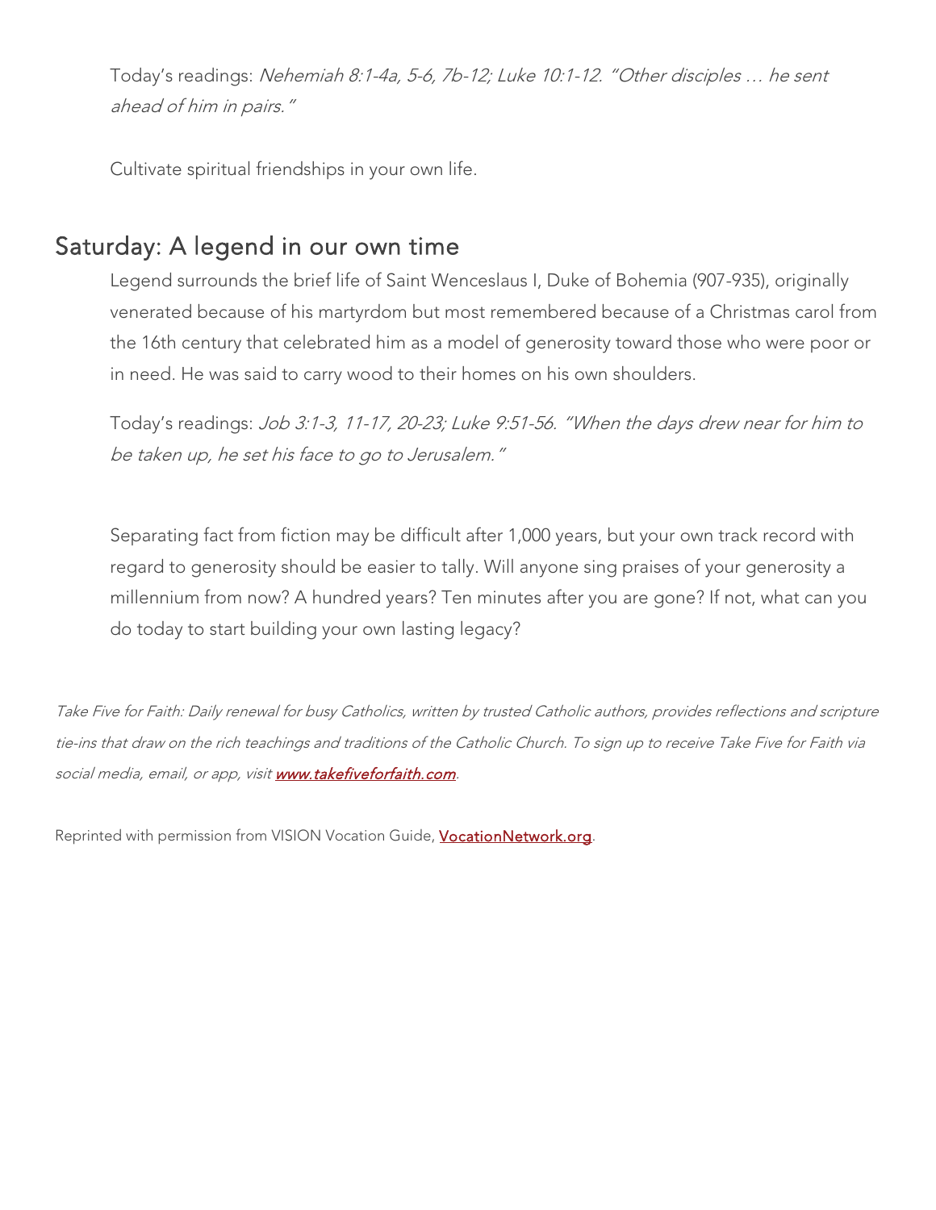Today's readings: *Nehemiah 8:1-4a, 5-6, 7b-12; Luke 10:1-12. "Other disciples … he sent ahead of him in pairs."*

Cultivate spiritual friendships in your own life.

## Saturday: A legend in our own time

Legend surrounds the brief life of Saint Wenceslaus I, Duke of Bohemia (907-935), originally venerated because of his martyrdom but most remembered because of a Christmas carol from the 16th century that celebrated him as a model of generosity toward those who were poor or in need. He was said to carry wood to their homes on his own shoulders.

Today's readings: *Job 3:1-3, 11-17, 20-23; Luke 9:51-56. "When the days drew near for him to be taken up, he set his face to go to Jerusalem."*

Separating fact from fiction may be difficult after 1,000 years, but your own track record with regard to generosity should be easier to tally. Will anyone sing praises of your generosity a millennium from now? A hundred years? Ten minutes after you are gone? If not, what can you do today to start building your own lasting legacy?

*Take Five for Faith: Daily renewal for busy Catholics, written by trusted Catholic authors, provides reflections and scripture tie-ins that draw on the rich teachings and traditions of the Catholic Church. To sign up to receive Take Five for Faith via social media, email, or app, visit [www.takefiveforfaith.com](http://www.takefiveforfaith.com).*

Reprinted with permission from VISION Vocation Guide, [VocationNetwork.org](http://VocationNetwork.org).